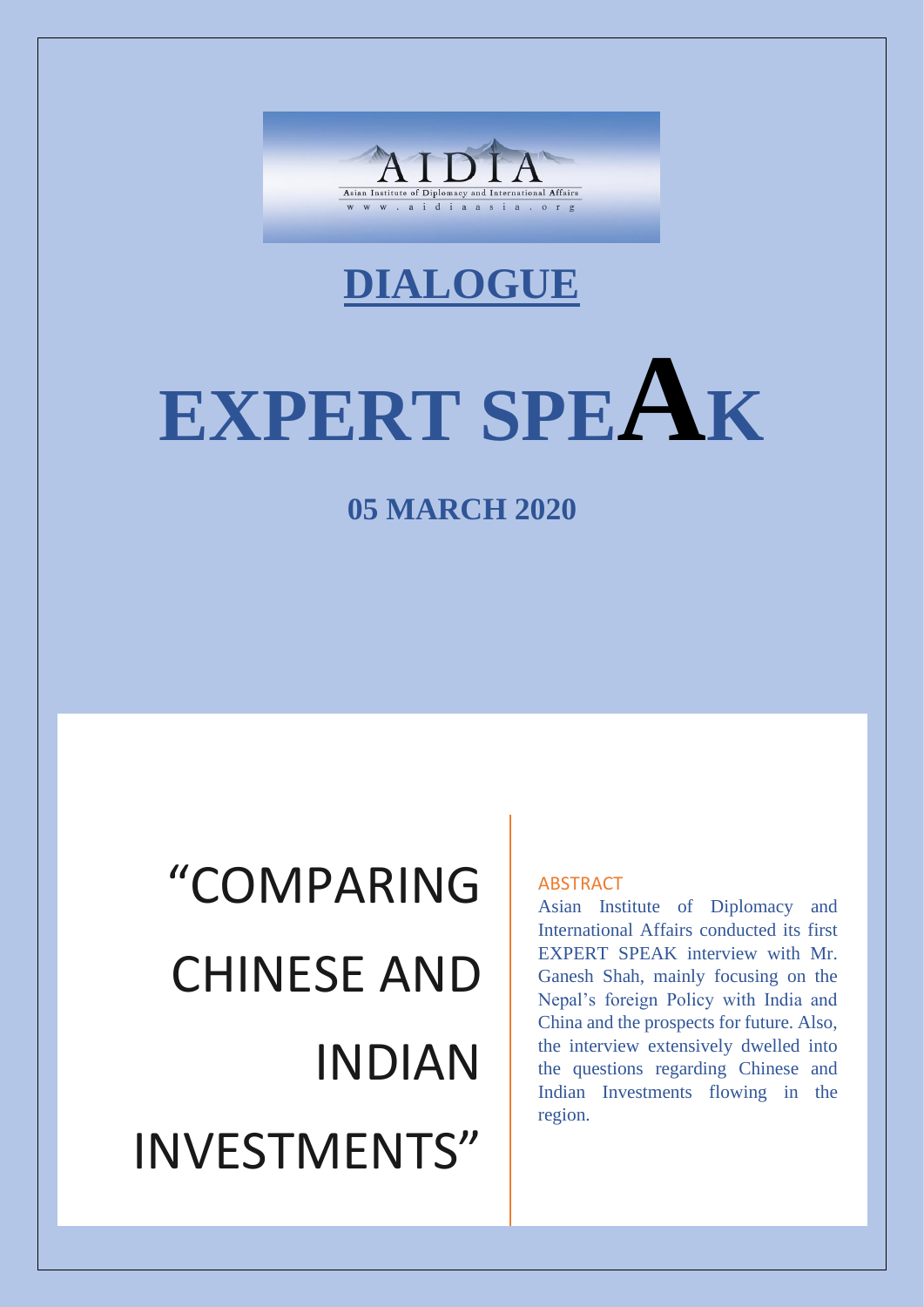AIDIA

Asian Institute of Diplomacy and International Affairs

www.aidiaasia.org

# DIALOGUE

# EXPERT SPEAK

## 05 MARCH 2020

# "COMPARING CHINESE AND INDIAN INVESTMENTS"

### ABSTRACT

Asian Institute of Diplomacy and International Affairs conducted its first EXPERT SPEAK interview with Mr. Ganesh Shah, mainly focusing on the Nepal's foreign Policy with India and China and the prospects for future. Also, the interview extensively dwelled into the questions regarding Chinese and Indian Investments flowing in the region.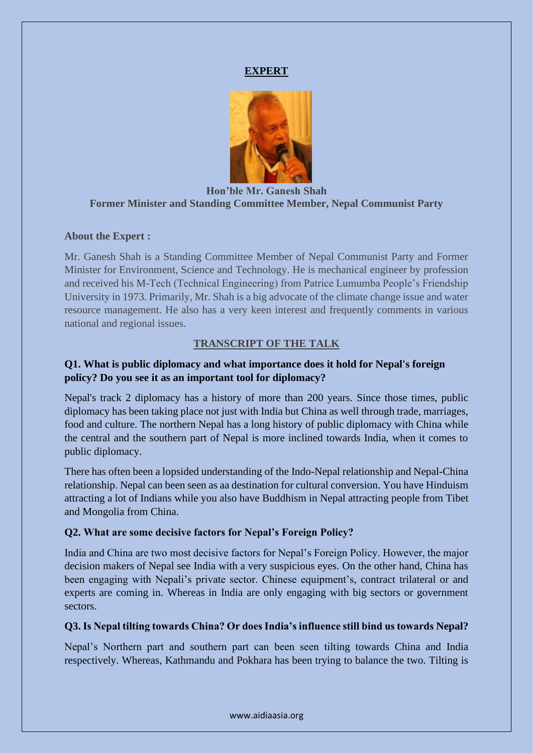## EXPERT

**Hon'ble Mr. Ganesh Shah**
**Former Minister and Standing Committee Member, Nepal Communist Party**

### About the Expert :

Mr. Ganesh Shah is a Standing Committee Member of Nepal Communist Party and Former Minister for Environment, Science and Technology. He is mechanical engineer by profession and received his M-Tech (Technical Engineering) from Patrice Lumumba People's Friendship University in 1973. Primarily, Mr. Shah is a big advocate of the climate change issue and water resource management. He also has a very keen interest and frequently comments in various national and regional issues.

## TRANSCRIPT OF THE TALK

### Q1. What is public diplomacy and what importance does it hold for Nepal's foreign policy? Do you see it as an important tool for diplomacy?

Nepal's track 2 diplomacy has a history of more than 200 years. Since those times, public diplomacy has been taking place not just with India but China as well through trade, marriages, food and culture. The northern Nepal has a long history of public diplomacy with China while the central and the southern part of Nepal is more inclined towards India, when it comes to public diplomacy.

There has often been a lopsided understanding of the Indo-Nepal relationship and Nepal-China relationship. Nepal can been seen as aa destination for cultural conversion. You have Hinduism attracting a lot of Indians while you also have Buddhism in Nepal attracting people from Tibet and Mongolia from China.

### Q2. What are some decisive factors for Nepal's Foreign Policy?

India and China are two most decisive factors for Nepal's Foreign Policy. However, the major decision makers of Nepal see India with a very suspicious eyes. On the other hand, China has been engaging with Nepali's private sector. Chinese equipment's, contract trilateral or and experts are coming in. Whereas in India are only engaging with big sectors or government sectors.

### Q3. Is Nepal tilting towards China? Or does India's influence still bind us towards Nepal?

Nepal's Northern part and southern part can been seen tilting towards China and India respectively. Whereas, Kathmandu and Pokhara has been trying to balance the two. Tilting is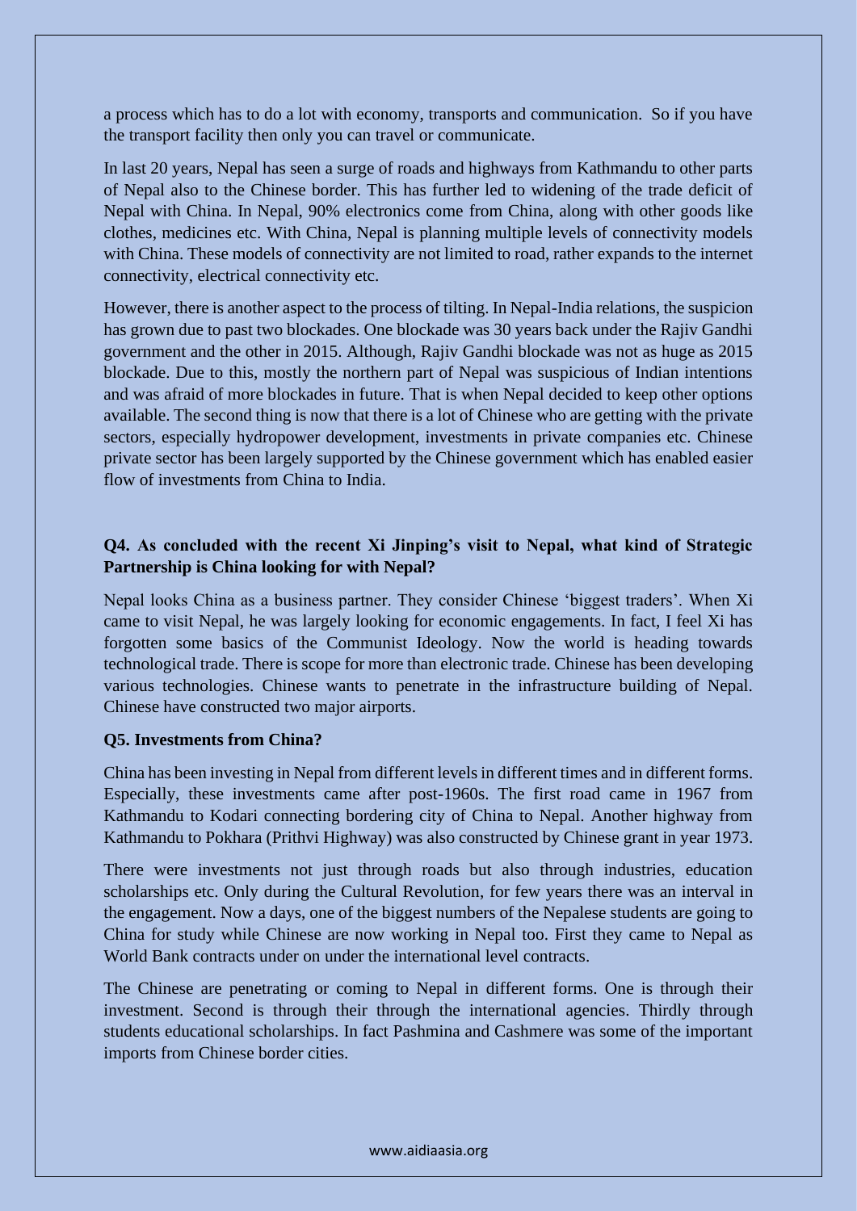a process which has to do a lot with economy, transports and communication. So if you have the transport facility then only you can travel or communicate.

In last 20 years, Nepal has seen a surge of roads and highways from Kathmandu to other parts of Nepal also to the Chinese border. This has further led to widening of the trade deficit of Nepal with China. In Nepal, 90% electronics come from China, along with other goods like clothes, medicines etc. With China, Nepal is planning multiple levels of connectivity models with China. These models of connectivity are not limited to road, rather expands to the internet connectivity, electrical connectivity etc.

However, there is another aspect to the process of tilting. In Nepal-India relations, the suspicion has grown due to past two blockades. One blockade was 30 years back under the Rajiv Gandhi government and the other in 2015. Although, Rajiv Gandhi blockade was not as huge as 2015 blockade. Due to this, mostly the northern part of Nepal was suspicious of Indian intentions and was afraid of more blockades in future. That is when Nepal decided to keep other options available. The second thing is now that there is a lot of Chinese who are getting with the private sectors, especially hydropower development, investments in private companies etc. Chinese private sector has been largely supported by the Chinese government which has enabled easier flow of investments from China to India.

**Q4. As concluded with the recent Xi Jinping's visit to Nepal, what kind of Strategic Partnership is China looking for with Nepal?**

Nepal looks China as a business partner. They consider Chinese 'biggest traders'. When Xi came to visit Nepal, he was largely looking for economic engagements. In fact, I feel Xi has forgotten some basics of the Communist Ideology. Now the world is heading towards technological trade. There is scope for more than electronic trade. Chinese has been developing various technologies. Chinese wants to penetrate in the infrastructure building of Nepal. Chinese have constructed two major airports.

**Q5. Investments from China?**

China has been investing in Nepal from different levels in different times and in different forms. Especially, these investments came after post-1960s. The first road came in 1967 from Kathmandu to Kodari connecting bordering city of China to Nepal. Another highway from Kathmandu to Pokhara (Prithvi Highway) was also constructed by Chinese grant in year 1973.

There were investments not just through roads but also through industries, education scholarships etc. Only during the Cultural Revolution, for few years there was an interval in the engagement. Now a days, one of the biggest numbers of the Nepalese students are going to China for study while Chinese are now working in Nepal too. First they came to Nepal as World Bank contracts under on under the international level contracts.

The Chinese are penetrating or coming to Nepal in different forms. One is through their investment. Second is through their through the international agencies. Thirdly through students educational scholarships. In fact Pashmina and Cashmere was some of the important imports from Chinese border cities.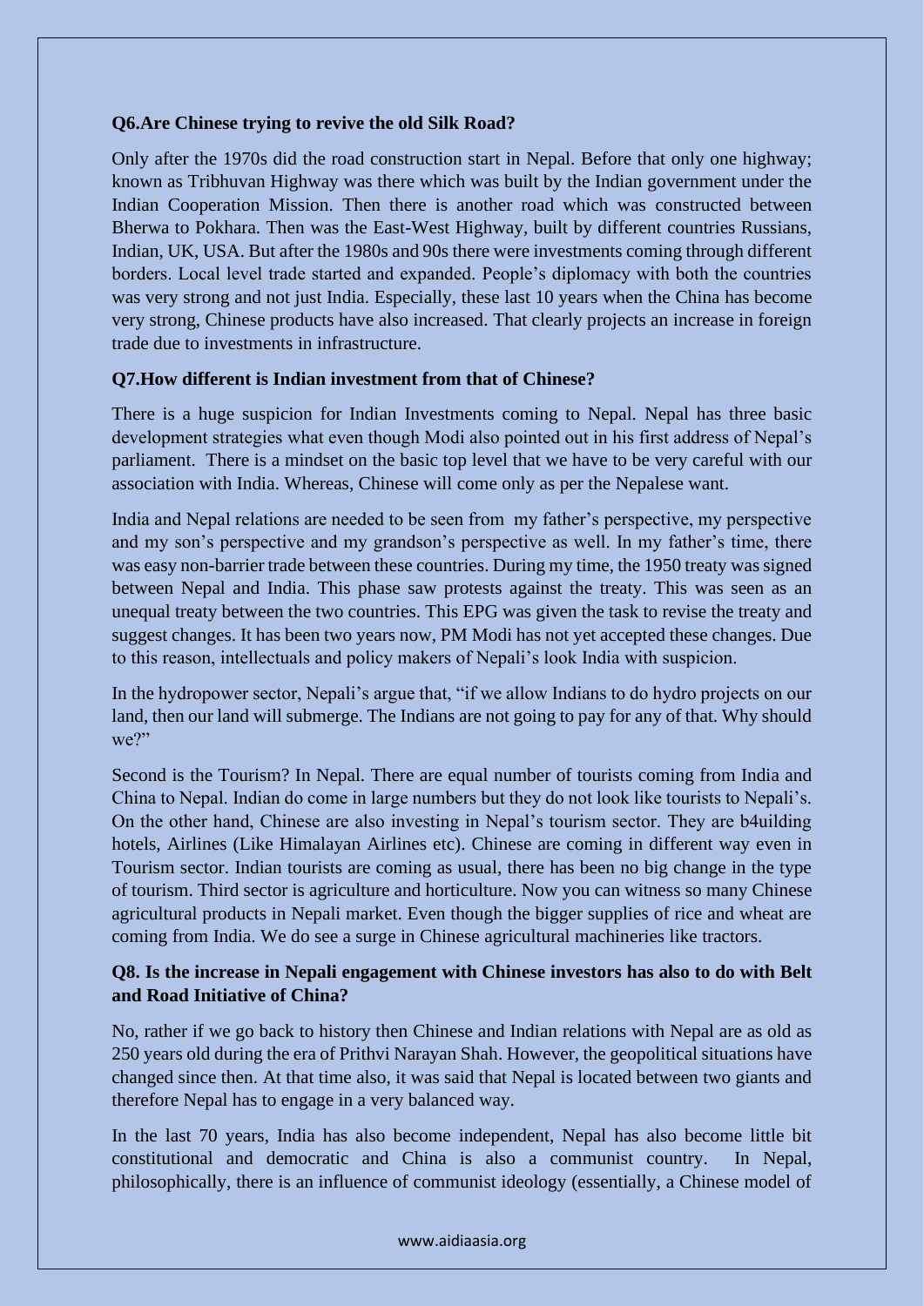**Q6.Are Chinese trying to revive the old Silk Road?**

Only after the 1970s did the road construction start in Nepal. Before that only one highway; known as Tribhuvan Highway was there which was built by the Indian government under the Indian Cooperation Mission. Then there is another road which was constructed between Bherwa to Pokhara. Then was the East-West Highway, built by different countries Russians, Indian, UK, USA. But after the 1980s and 90s there were investments coming through different borders. Local level trade started and expanded. People's diplomacy with both the countries was very strong and not just India. Especially, these last 10 years when the China has become very strong, Chinese products have also increased. That clearly projects an increase in foreign trade due to investments in infrastructure.

**Q7.How different is Indian investment from that of Chinese?**

There is a huge suspicion for Indian Investments coming to Nepal. Nepal has three basic development strategies what even though Modi also pointed out in his first address of Nepal's parliament. There is a mindset on the basic top level that we have to be very careful with our association with India. Whereas, Chinese will come only as per the Nepalese want.

India and Nepal relations are needed to be seen from my father's perspective, my perspective and my son's perspective and my grandson's perspective as well. In my father's time, there was easy non-barrier trade between these countries. During my time, the 1950 treaty was signed between Nepal and India. This phase saw protests against the treaty. This was seen as an unequal treaty between the two countries. This EPG was given the task to revise the treaty and suggest changes. It has been two years now, PM Modi has not yet accepted these changes. Due to this reason, intellectuals and policy makers of Nepali's look India with suspicion.

In the hydropower sector, Nepali's argue that, "if we allow Indians to do hydro projects on our land, then our land will submerge. The Indians are not going to pay for any of that. Why should we?"

Second is the Tourism? In Nepal. There are equal number of tourists coming from India and China to Nepal. Indian do come in large numbers but they do not look like tourists to Nepali's. On the other hand, Chinese are also investing in Nepal's tourism sector. They are b4uilding hotels, Airlines (Like Himalayan Airlines etc). Chinese are coming in different way even in Tourism sector. Indian tourists are coming as usual, there has been no big change in the type of tourism. Third sector is agriculture and horticulture. Now you can witness so many Chinese agricultural products in Nepali market. Even though the bigger supplies of rice and wheat are coming from India. We do see a surge in Chinese agricultural machineries like tractors.

**Q8. Is the increase in Nepali engagement with Chinese investors has also to do with Belt and Road Initiative of China?**

No, rather if we go back to history then Chinese and Indian relations with Nepal are as old as 250 years old during the era of Prithvi Narayan Shah. However, the geopolitical situations have changed since then. At that time also, it was said that Nepal is located between two giants and therefore Nepal has to engage in a very balanced way.

In the last 70 years, India has also become independent, Nepal has also become little bit constitutional and democratic and China is also a communist country. In Nepal, philosophically, there is an influence of communist ideology (essentially, a Chinese model of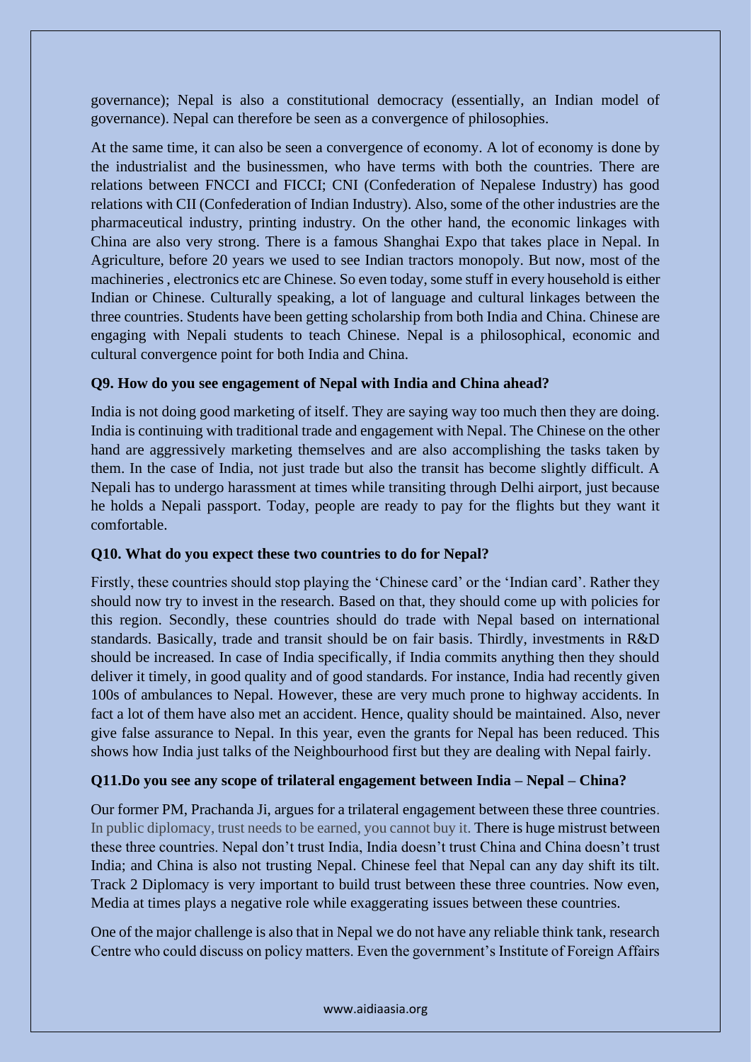governance); Nepal is also a constitutional democracy (essentially, an Indian model of governance). Nepal can therefore be seen as a convergence of philosophies.

At the same time, it can also be seen a convergence of economy. A lot of economy is done by the industrialist and the businessmen, who have terms with both the countries. There are relations between FNCCI and FICCI; CNI (Confederation of Nepalese Industry) has good relations with CII (Confederation of Indian Industry). Also, some of the other industries are the pharmaceutical industry, printing industry. On the other hand, the economic linkages with China are also very strong. There is a famous Shanghai Expo that takes place in Nepal. In Agriculture, before 20 years we used to see Indian tractors monopoly. But now, most of the machineries , electronics etc are Chinese. So even today, some stuff in every household is either Indian or Chinese. Culturally speaking, a lot of language and cultural linkages between the three countries. Students have been getting scholarship from both India and China. Chinese are engaging with Nepali students to teach Chinese. Nepal is a philosophical, economic and cultural convergence point for both India and China.

**Q9. How do you see engagement of Nepal with India and China ahead?**

India is not doing good marketing of itself. They are saying way too much then they are doing. India is continuing with traditional trade and engagement with Nepal. The Chinese on the other hand are aggressively marketing themselves and are also accomplishing the tasks taken by them. In the case of India, not just trade but also the transit has become slightly difficult. A Nepali has to undergo harassment at times while transiting through Delhi airport, just because he holds a Nepali passport. Today, people are ready to pay for the flights but they want it comfortable.

**Q10. What do you expect these two countries to do for Nepal?**

Firstly, these countries should stop playing the 'Chinese card' or the 'Indian card'. Rather they should now try to invest in the research. Based on that, they should come up with policies for this region. Secondly, these countries should do trade with Nepal based on international standards. Basically, trade and transit should be on fair basis. Thirdly, investments in R&D should be increased. In case of India specifically, if India commits anything then they should deliver it timely, in good quality and of good standards. For instance, India had recently given 100s of ambulances to Nepal. However, these are very much prone to highway accidents. In fact a lot of them have also met an accident. Hence, quality should be maintained. Also, never give false assurance to Nepal. In this year, even the grants for Nepal has been reduced. This shows how India just talks of the Neighbourhood first but they are dealing with Nepal fairly.

**Q11.Do you see any scope of trilateral engagement between India – Nepal – China?**

Our former PM, Prachanda Ji, argues for a trilateral engagement between these three countries. In public diplomacy, trust needs to be earned, you cannot buy it. There is huge mistrust between these three countries. Nepal don't trust India, India doesn't trust China and China doesn't trust India; and China is also not trusting Nepal. Chinese feel that Nepal can any day shift its tilt. Track 2 Diplomacy is very important to build trust between these three countries. Now even, Media at times plays a negative role while exaggerating issues between these countries.

One of the major challenge is also that in Nepal we do not have any reliable think tank, research Centre who could discuss on policy matters. Even the government's Institute of Foreign Affairs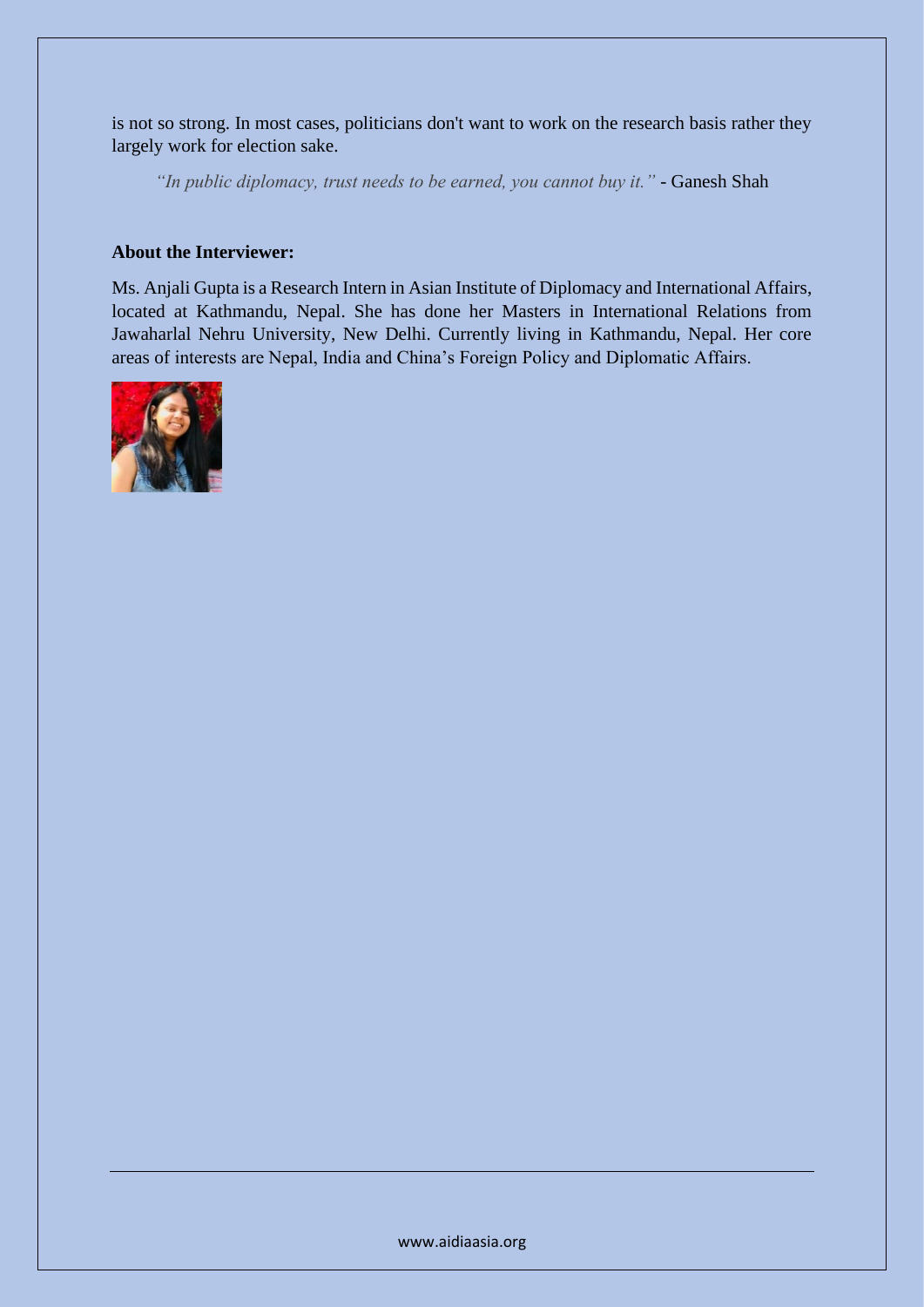is not so strong. In most cases, politicians don't want to work on the research basis rather they largely work for election sake.

*"In public diplomacy, trust needs to be earned, you cannot buy it."* - Ganesh Shah

**About the Interviewer:**

Ms. Anjali Gupta is a Research Intern in Asian Institute of Diplomacy and International Affairs, located at Kathmandu, Nepal. She has done her Masters in International Relations from Jawaharlal Nehru University, New Delhi. Currently living in Kathmandu, Nepal. Her core areas of interests are Nepal, India and China's Foreign Policy and Diplomatic Affairs.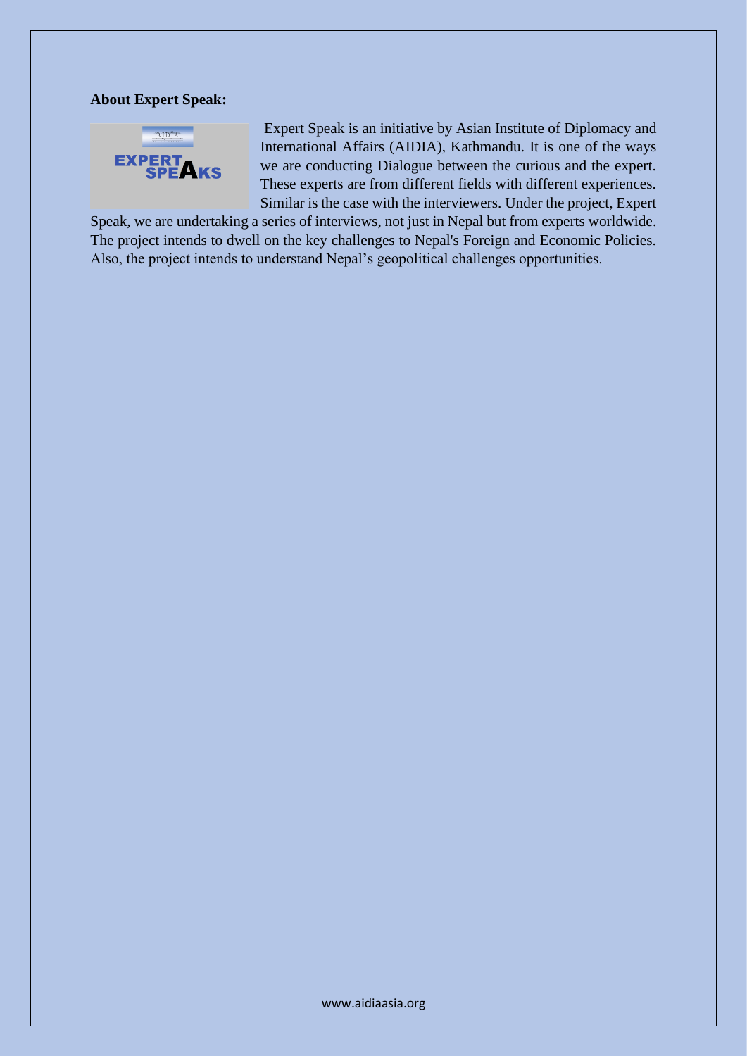**About Expert Speak:**

Expert Speak is an initiative by Asian Institute of Diplomacy and International Affairs (AIDIA), Kathmandu. It is one of the ways we are conducting Dialogue between the curious and the expert. These experts are from different fields with different experiences. Similar is the case with the interviewers. Under the project, Expert Speak, we are undertaking a series of interviews, not just in Nepal but from experts worldwide. The project intends to dwell on the key challenges to Nepal's Foreign and Economic Policies. Also, the project intends to understand Nepal's geopolitical challenges opportunities.

www.aidiaasia.org